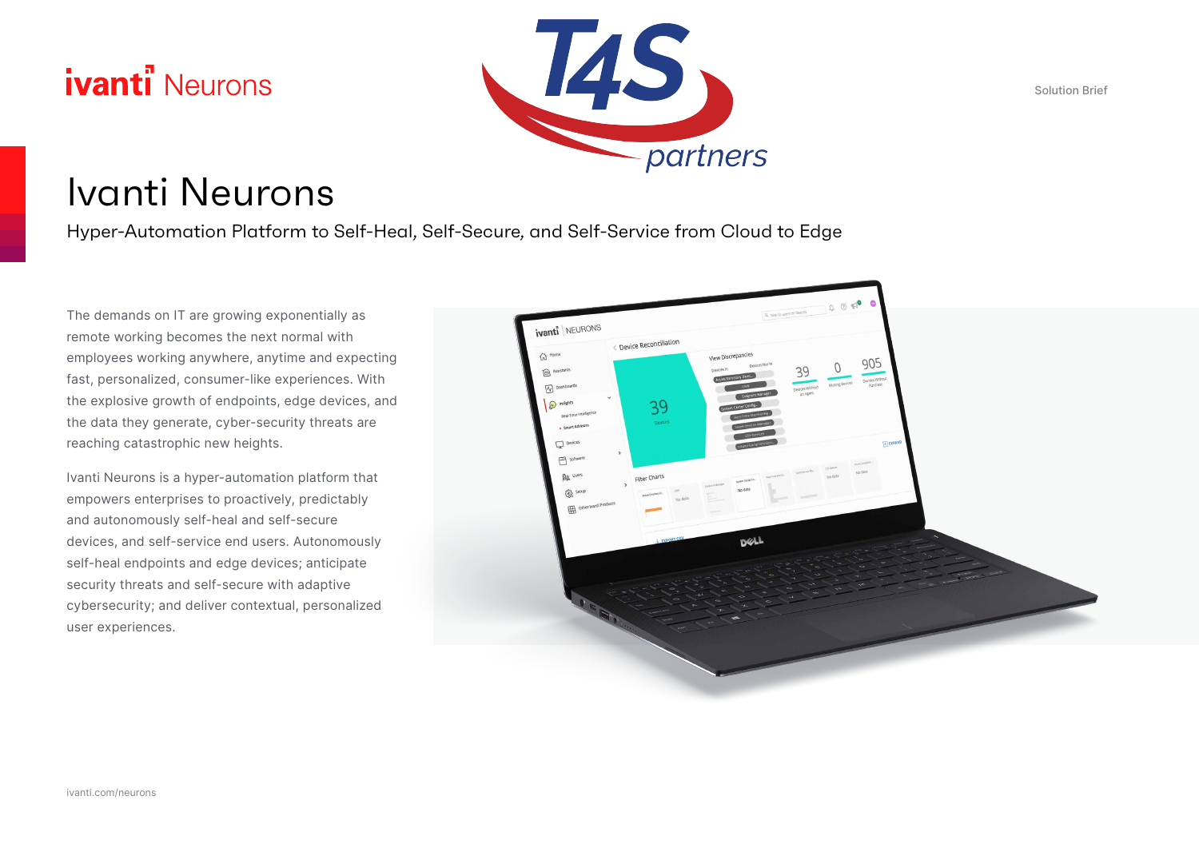Solution Brief

# Ivanti Neurons

## Hyper-Automation Platform to Self-Heal, Self-Secure, and Self-Service from Cloud to Edge

The demands on IT are growing exponentially as remote working becomes the next normal with employees working anywhere, anytime and expecting fast, personalized, consumer-like experiences. With the explosive growth of endpoints, edge devices, and the data they generate, cyber-security threats are reaching catastrophic new heights.

Ivanti Neurons is a hyper-automation platform that empowers enterprises to proactively, predictably and autonomously self-heal and self-secure devices, and self-service end users. Autonomously self-heal endpoints and edge devices; anticipate security threats and self-secure with adaptive cybersecurity; and deliver contextual, personalized user experiences.

ivanti.com/neurons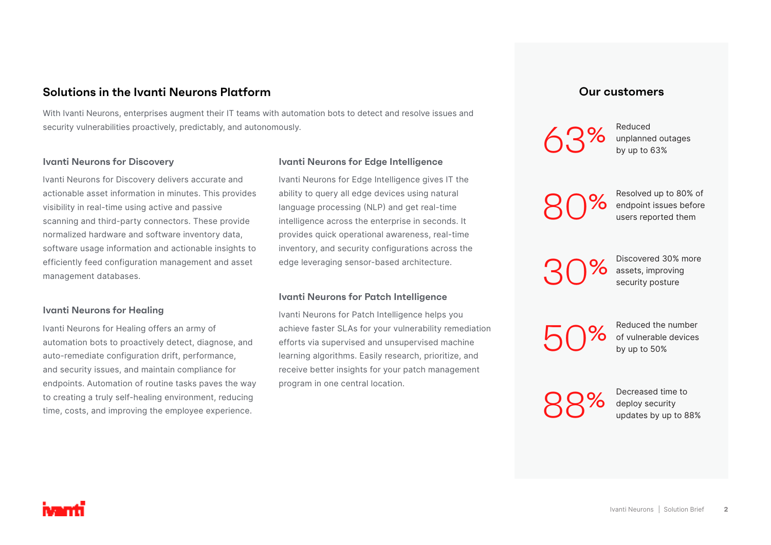## Solutions in the Ivanti Neurons Platform

With Ivanti Neurons, enterprises augment their IT teams with automation bots to detect and resolve issues and security vulnerabilities proactively, predictably, and autonomously.

### Ivanti Neurons for Discovery

Ivanti Neurons for Discovery delivers accurate and actionable asset information in minutes. This provides visibility in real-time using active and passive scanning and third-party connectors. These provide normalized hardware and software inventory data, software usage information and actionable insights to efficiently feed configuration management and asset management databases.

### Ivanti Neurons for Healing

Ivanti Neurons for Healing offers an army of automation bots to proactively detect, diagnose, and auto-remediate configuration drift, performance, and security issues, and maintain compliance for endpoints. Automation of routine tasks paves the way to creating a truly self-healing environment, reducing time, costs, and improving the employee experience.

### Ivanti Neurons for Edge Intelligence

Ivanti Neurons for Edge Intelligence gives IT the ability to query all edge devices using natural language processing (NLP) and get real-time intelligence across the enterprise in seconds. It provides quick operational awareness, real-time inventory, and security configurations across the edge leveraging sensor-based architecture.

### Ivanti Neurons for Patch Intelligence

Ivanti Neurons for Patch Intelligence helps you achieve faster SLAs for your vulnerability remediation efforts via supervised and unsupervised machine learning algorithms. Easily research, prioritize, and receive better insights for your patch management program in one central location.

## Our customers

**63%** Reduced unplanned outages by up to 63%

**80%** Resolved up to 80% of endpoint issues before users reported them

**30%** Discovered 30% more assets, improving security posture

**50%** Reduced the number of vulnerable devices by up to 50%

**88%** Decreased time to deploy security updates by up to 88%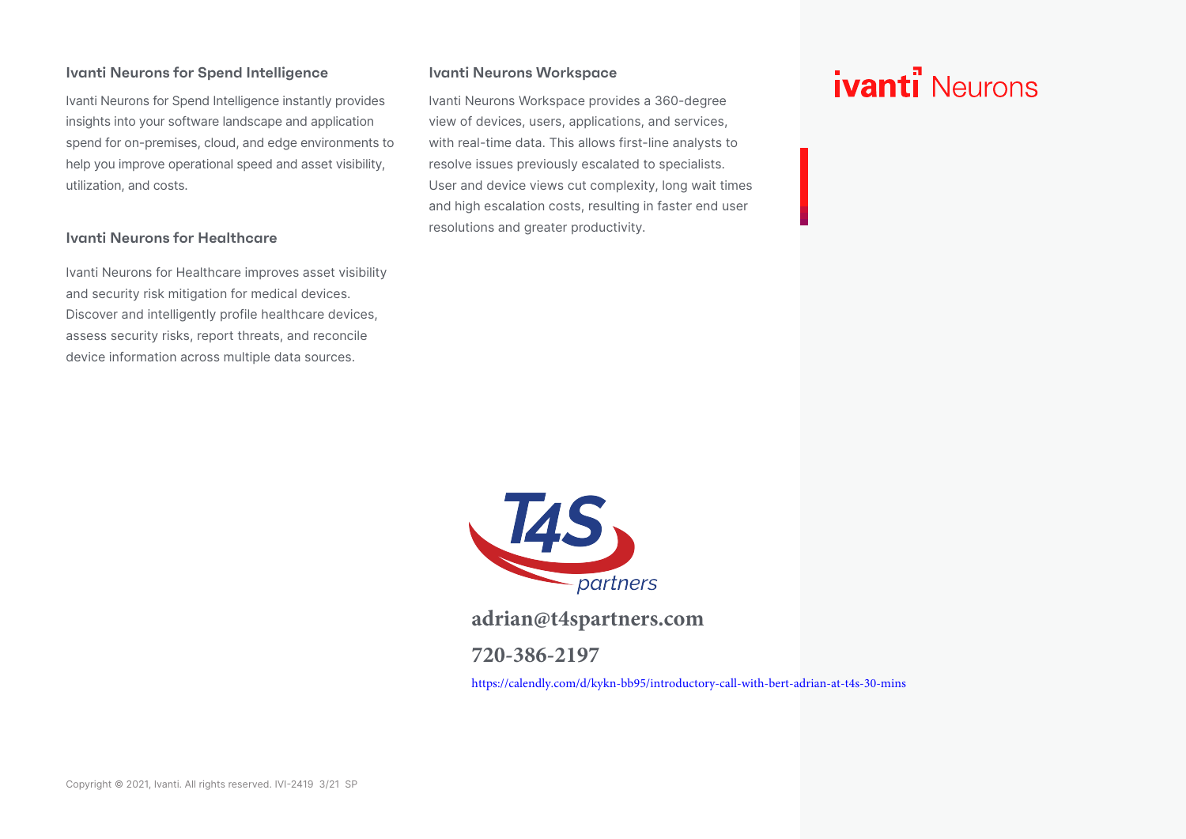### Ivanti Neurons for Spend Intelligence

Ivanti Neurons for Spend Intelligence instantly provides insights into your software landscape and application spend for on-premises, cloud, and edge environments to help you improve operational speed and asset visibility, utilization, and costs.

### Ivanti Neurons for Healthcare

Ivanti Neurons for Healthcare improves asset visibility and security risk mitigation for medical devices. Discover and intelligently profile healthcare devices, assess security risks, report threats, and reconcile device information across multiple data sources.

### Ivanti Neurons Workspace

Ivanti Neurons Workspace provides a 360-degree view of devices, users, applications, and services, with real-time data. This allows first-line analysts to resolve issues previously escalated to specialists. User and device views cut complexity, long wait times and high escalation costs, resulting in faster end user resolutions and greater productivity.

ivanti Neurons

T4S partners

**adrian@t4spartners.com**

**720-386-2197**

https://calendly.com/d/kykn-bb95/introductory-call-with-bert-adrian-at-t4s-30-mins

Copyright © 2021, Ivanti. All rights reserved. IVI-2419 3/21 SP